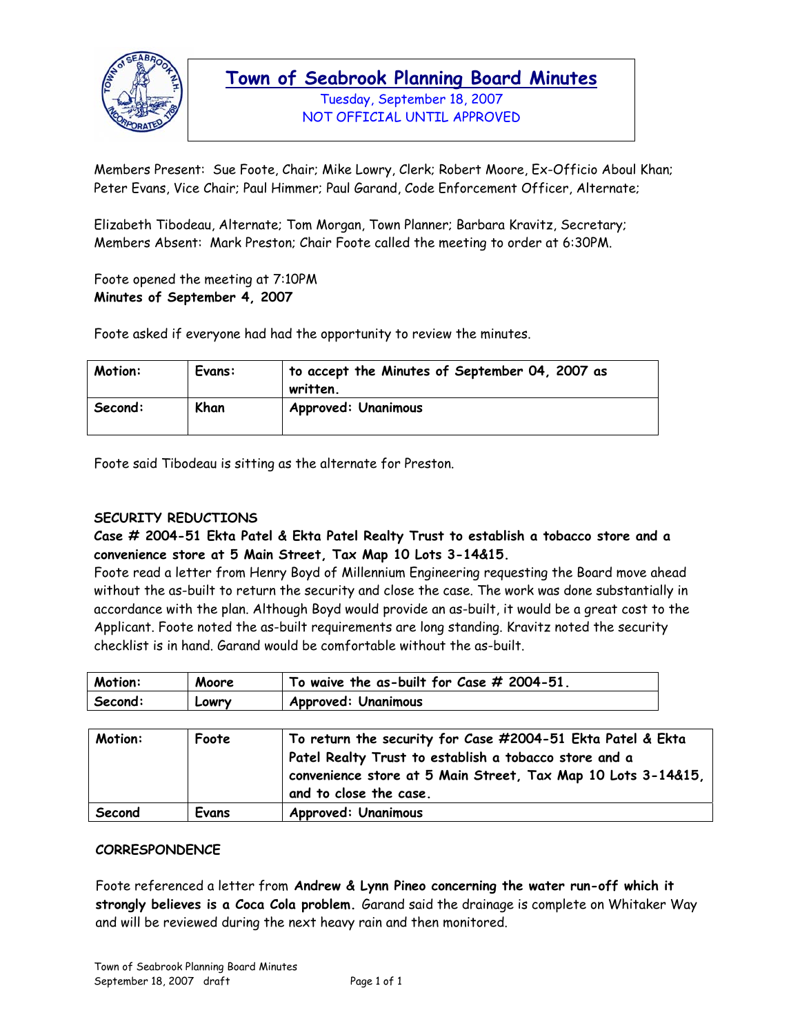# Town of Seabrook Planning Board Minutes

Tuesday, September 18, 2007
NOT OFFICIAL UNTIL APPROVED

Members Present: Sue Foote, Chair; Mike Lowry, Clerk; Robert Moore, Ex-Officio Aboul Khan; Peter Evans, Vice Chair; Paul Himmer; Paul Garand, Code Enforcement Officer, Alternate;

Elizabeth Tibodeau, Alternate; Tom Morgan, Town Planner; Barbara Kravitz, Secretary; Members Absent: Mark Preston; Chair Foote called the meeting to order at 6:30PM.

Foote opened the meeting at 7:10PM
**Minutes of September 4, 2007**

Foote asked if everyone had had the opportunity to review the minutes.

| Motion: | Evans: | to accept the Minutes of September 04, 2007 as written. |
|---|---|---|
| Second: | Khan | Approved: Unanimous |

Foote said Tibodeau is sitting as the alternate for Preston.

**SECURITY REDUCTIONS**

**Case # 2004-51 Ekta Patel & Ekta Patel Realty Trust to establish a tobacco store and a convenience store at 5 Main Street, Tax Map 10 Lots 3-14&15.**
Foote read a letter from Henry Boyd of Millennium Engineering requesting the Board move ahead without the as-built to return the security and close the case. The work was done substantially in accordance with the plan. Although Boyd would provide an as-built, it would be a great cost to the Applicant. Foote noted the as-built requirements are long standing. Kravitz noted the security checklist is in hand. Garand would be comfortable without the as-built.

| Motion: | Moore | To waive the as-built for Case # 2004-51. |
|---|---|---|
| Second: | Lowry | Approved: Unanimous |

| Motion: | Foote | To return the security for Case #2004-51 Ekta Patel & Ekta Patel Realty Trust to establish a tobacco store and a convenience store at 5 Main Street, Tax Map 10 Lots 3-14&15, and to close the case. |
|---|---|---|
| Second | Evans | Approved: Unanimous |

**CORRESPONDENCE**

Foote referenced a letter from **Andrew & Lynn Pineo concerning the water run-off which it strongly believes is a Coca Cola problem.** Garand said the drainage is complete on Whitaker Way and will be reviewed during the next heavy rain and then monitored.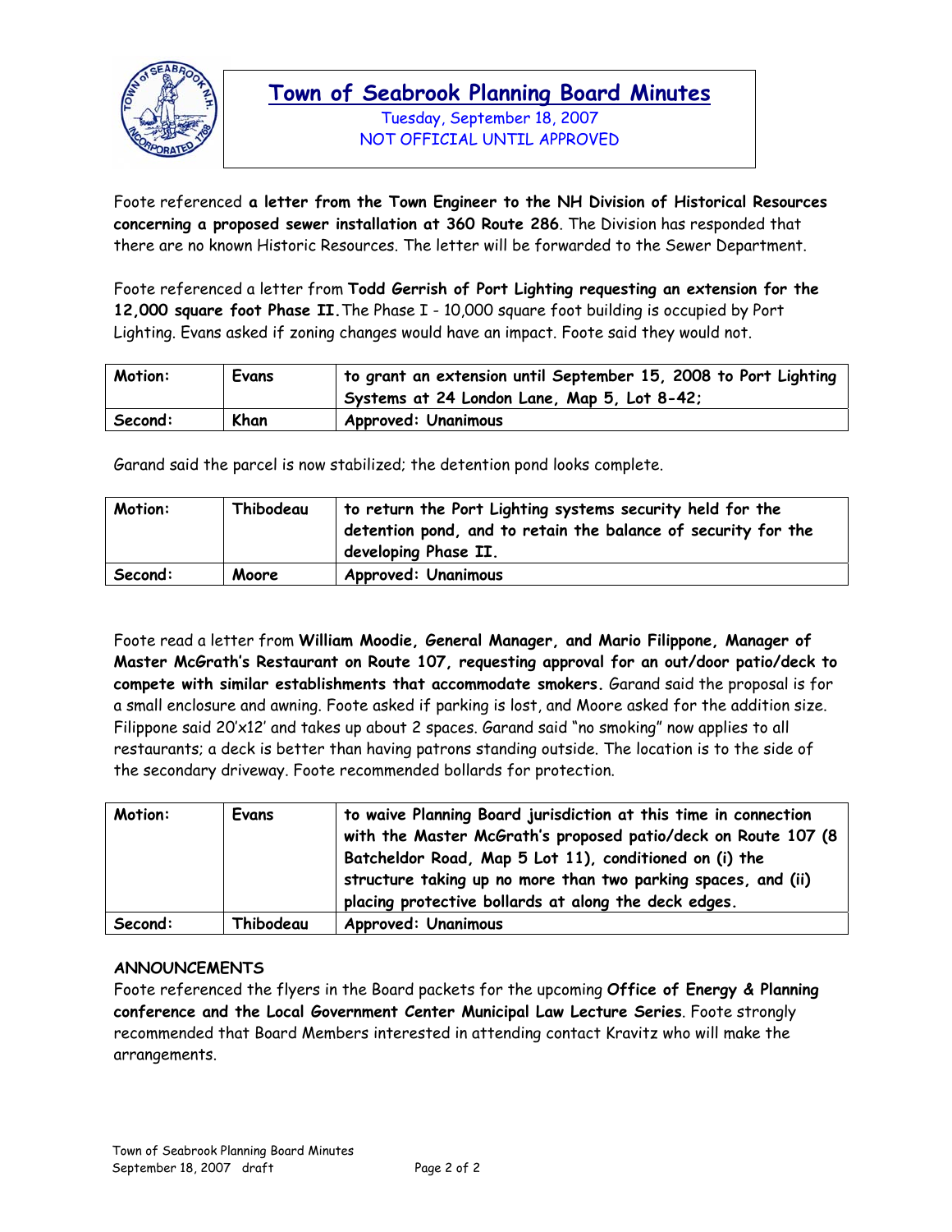Foote referenced **a letter from the Town Engineer to the NH Division of Historical Resources concerning a proposed sewer installation at 360 Route 286**. The Division has responded that there are no known Historic Resources. The letter will be forwarded to the Sewer Department.

Foote referenced a letter from **Todd Gerrish of Port Lighting requesting an extension for the 12,000 square foot Phase II.** The Phase I - 10,000 square foot building is occupied by Port Lighting. Evans asked if zoning changes would have an impact. Foote said they would not.

| **Motion:** | **Evans** | **to grant an extension until September 15, 2008 to Port Lighting Systems at 24 London Lane, Map 5, Lot 8-42;** |
|---|---|---|
| **Second:** | **Khan** | **Approved: Unanimous** |

Garand said the parcel is now stabilized; the detention pond looks complete.

| **Motion:** | **Thibodeau** | **to return the Port Lighting systems security held for the detention pond, and to retain the balance of security for the developing Phase II.** |
|---|---|---|
| **Second:** | **Moore** | **Approved: Unanimous** |

Foote read a letter from **William Moodie, General Manager, and Mario Filippone, Manager of Master McGrath's Restaurant on Route 107, requesting approval for an out/door patio/deck to compete with similar establishments that accommodate smokers.** Garand said the proposal is for a small enclosure and awning. Foote asked if parking is lost, and Moore asked for the addition size. Filippone said 20'x12' and takes up about 2 spaces. Garand said "no smoking" now applies to all restaurants; a deck is better than having patrons standing outside. The location is to the side of the secondary driveway. Foote recommended bollards for protection.

| **Motion:** | **Evans** | **to waive Planning Board jurisdiction at this time in connection with the Master McGrath's proposed patio/deck on Route 107 (8 Batcheldor Road, Map 5 Lot 11), conditioned on (i) the structure taking up no more than two parking spaces, and (ii) placing protective bollards at along the deck edges.** |
|---|---|---|
| **Second:** | **Thibodeau** | **Approved: Unanimous** |

## ANNOUNCEMENTS

Foote referenced the flyers in the Board packets for the upcoming **Office of Energy & Planning conference and the Local Government Center Municipal Law Lecture Series**. Foote strongly recommended that Board Members interested in attending contact Kravitz who will make the arrangements.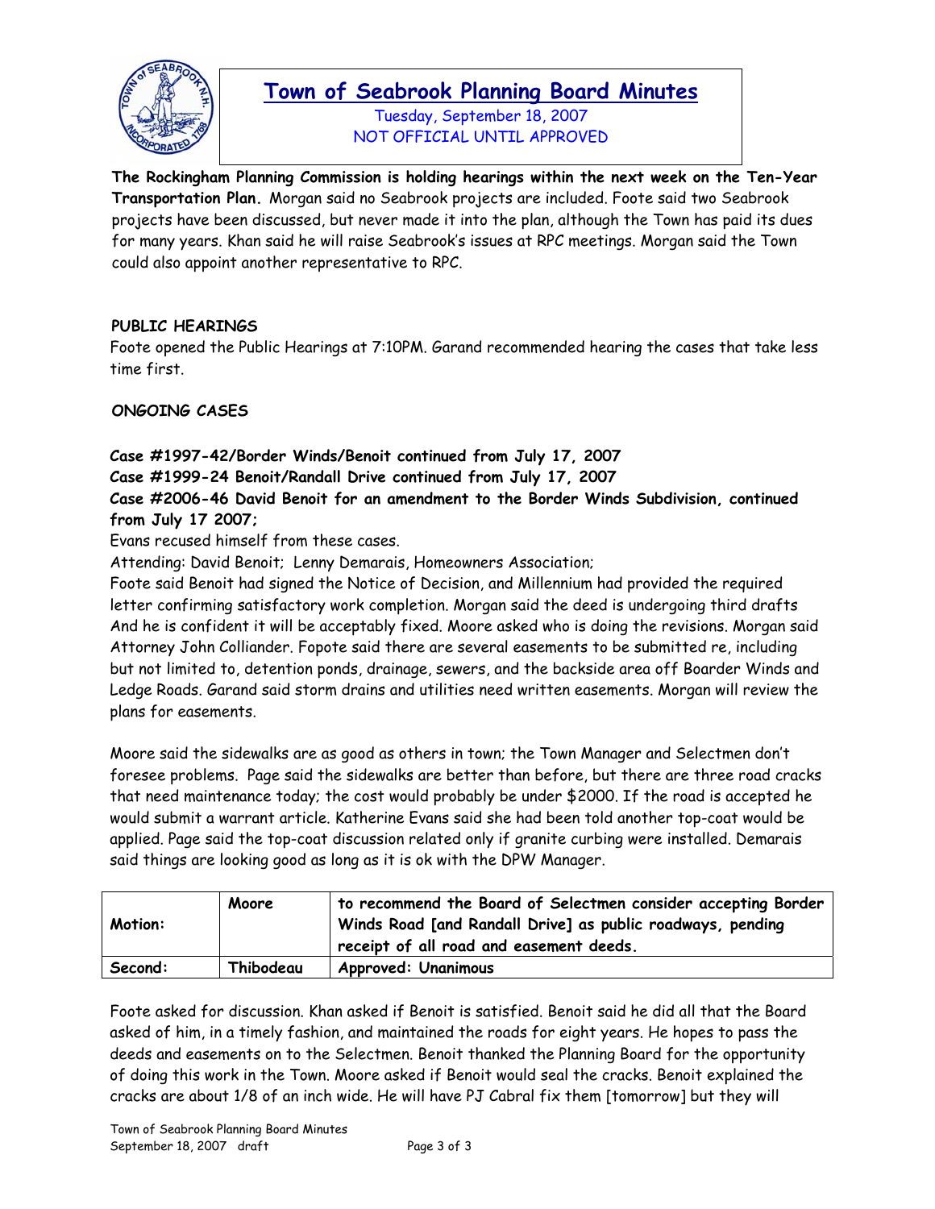# Town of Seabrook Planning Board Minutes

Tuesday, September 18, 2007
NOT OFFICIAL UNTIL APPROVED

**The Rockingham Planning Commission is holding hearings within the next week on the Ten-Year Transportation Plan.** Morgan said no Seabrook projects are included. Foote said two Seabrook projects have been discussed, but never made it into the plan, although the Town has paid its dues for many years. Khan said he will raise Seabrook's issues at RPC meetings. Morgan said the Town could also appoint another representative to RPC.

**PUBLIC HEARINGS**

Foote opened the Public Hearings at 7:10PM. Garand recommended hearing the cases that take less time first.

**ONGOING CASES**

**Case #1997-42/Border Winds/Benoit continued from July 17, 2007**
**Case #1999-24 Benoit/Randall Drive continued from July 17, 2007**
**Case #2006-46 David Benoit for an amendment to the Border Winds Subdivision, continued from July 17 2007;**

Evans recused himself from these cases.

Attending: David Benoit; Lenny Demarais, Homeowners Association;

Foote said Benoit had signed the Notice of Decision, and Millennium had provided the required letter confirming satisfactory work completion. Morgan said the deed is undergoing third drafts And he is confident it will be acceptably fixed. Moore asked who is doing the revisions. Morgan said Attorney John Colliander. Fopote said there are several easements to be submitted re, including but not limited to, detention ponds, drainage, sewers, and the backside area off Boarder Winds and Ledge Roads. Garand said storm drains and utilities need written easements. Morgan will review the plans for easements.

Moore said the sidewalks are as good as others in town; the Town Manager and Selectmen don't foresee problems. Page said the sidewalks are better than before, but there are three road cracks that need maintenance today; the cost would probably be under $2000. If the road is accepted he would submit a warrant article. Katherine Evans said she had been told another top-coat would be applied. Page said the top-coat discussion related only if granite curbing were installed. Demarais said things are looking good as long as it is ok with the DPW Manager.

| | | |
|---|---|---|
| **Motion:** | **Moore** | **to recommend the Board of Selectmen consider accepting Border Winds Road [and Randall Drive] as public roadways, pending receipt of all road and easement deeds.** |
| **Second:** | **Thibodeau** | **Approved: Unanimous** |

Foote asked for discussion. Khan asked if Benoit is satisfied. Benoit said he did all that the Board asked of him, in a timely fashion, and maintained the roads for eight years. He hopes to pass the deeds and easements on to the Selectmen. Benoit thanked the Planning Board for the opportunity of doing this work in the Town. Moore asked if Benoit would seal the cracks. Benoit explained the cracks are about 1/8 of an inch wide. He will have PJ Cabral fix them [tomorrow] but they will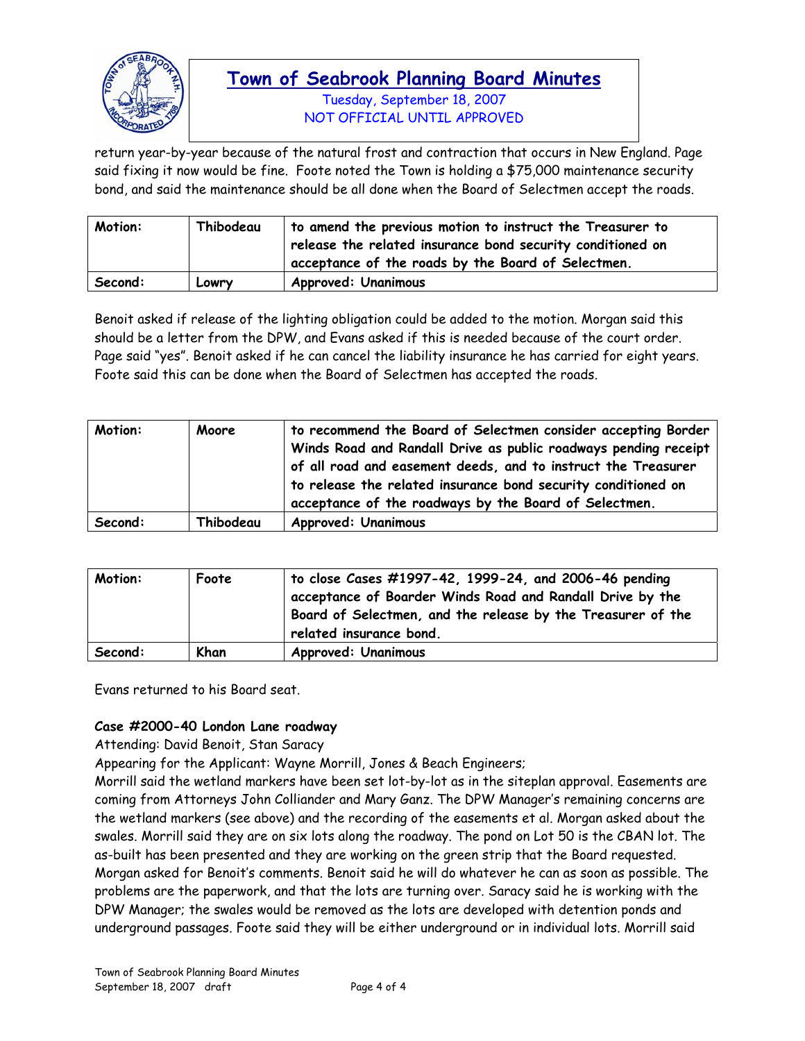return year-by-year because of the natural frost and contraction that occurs in New England. Page said fixing it now would be fine. Foote noted the Town is holding a $75,000 maintenance security bond, and said the maintenance should be all done when the Board of Selectmen accept the roads.

| Motion: | Thibodeau | to amend the previous motion to instruct the Treasurer to release the related insurance bond security conditioned on acceptance of the roads by the Board of Selectmen. |
|---|---|---|
| Second: | Lowry | Approved: Unanimous |

Benoit asked if release of the lighting obligation could be added to the motion. Morgan said this should be a letter from the DPW, and Evans asked if this is needed because of the court order. Page said "yes". Benoit asked if he can cancel the liability insurance he has carried for eight years. Foote said this can be done when the Board of Selectmen has accepted the roads.

| Motion: | Moore | to recommend the Board of Selectmen consider accepting Border Winds Road and Randall Drive as public roadways pending receipt of all road and easement deeds, and to instruct the Treasurer to release the related insurance bond security conditioned on acceptance of the roadways by the Board of Selectmen. |
|---|---|---|
| Second: | Thibodeau | Approved: Unanimous |

| Motion: | Foote | to close Cases #1997-42, 1999-24, and 2006-46 pending acceptance of Boarder Winds Road and Randall Drive by the Board of Selectmen, and the release by the Treasurer of the related insurance bond. |
|---|---|---|
| Second: | Khan | Approved: Unanimous |

Evans returned to his Board seat.

**Case #2000-40 London Lane roadway**

Attending: David Benoit, Stan Saracy

Appearing for the Applicant: Wayne Morrill, Jones & Beach Engineers;

Morrill said the wetland markers have been set lot-by-lot as in the siteplan approval. Easements are coming from Attorneys John Colliander and Mary Ganz. The DPW Manager's remaining concerns are the wetland markers (see above) and the recording of the easements et al. Morgan asked about the swales. Morrill said they are on six lots along the roadway. The pond on Lot 50 is the CBAN lot. The as-built has been presented and they are working on the green strip that the Board requested. Morgan asked for Benoit's comments. Benoit said he will do whatever he can as soon as possible. The problems are the paperwork, and that the lots are turning over. Saracy said he is working with the DPW Manager; the swales would be removed as the lots are developed with detention ponds and underground passages. Foote said they will be either underground or in individual lots. Morrill said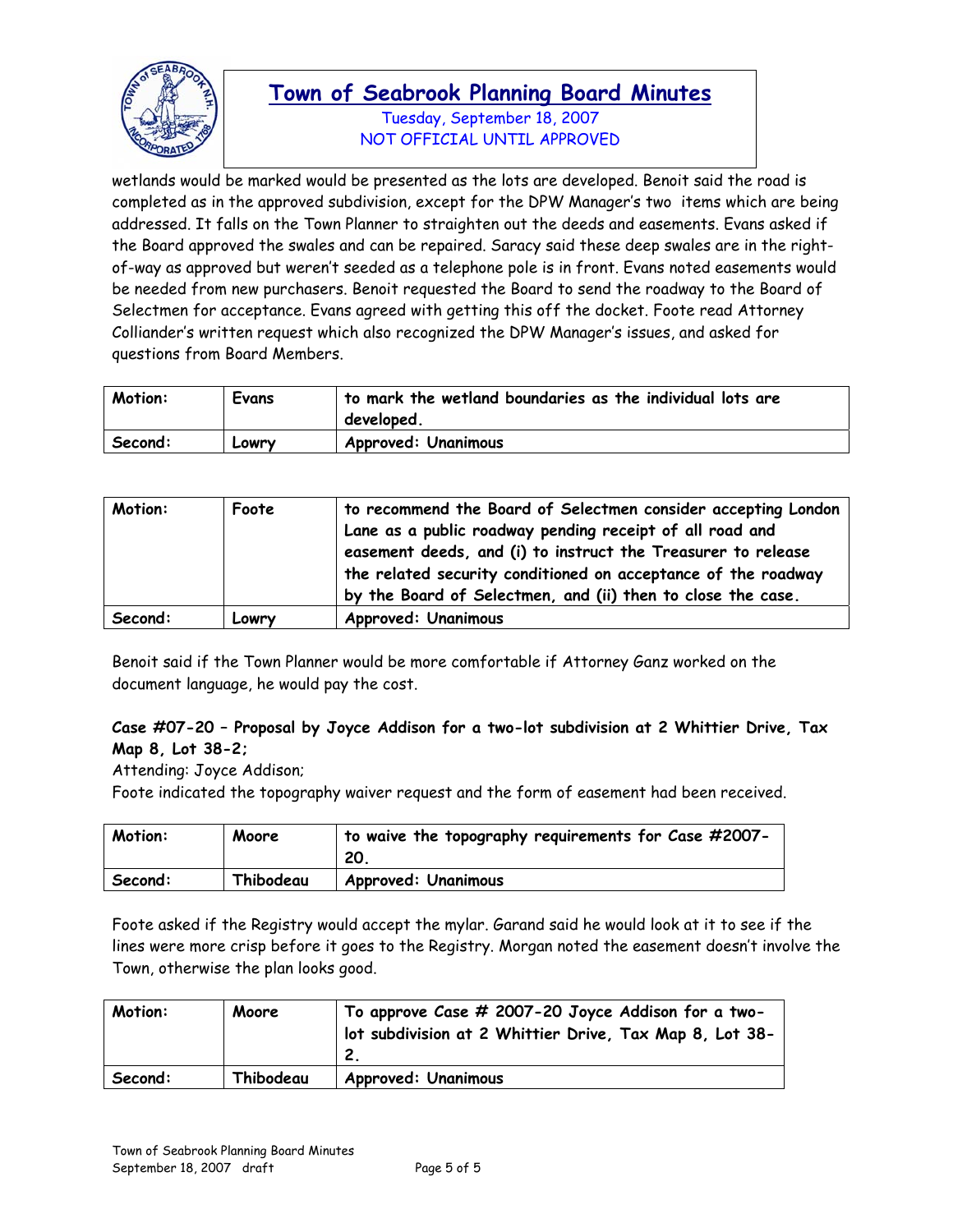wetlands would be marked would be presented as the lots are developed. Benoit said the road is completed as in the approved subdivision, except for the DPW Manager's two items which are being addressed. It falls on the Town Planner to straighten out the deeds and easements. Evans asked if the Board approved the swales and can be repaired. Saracy said these deep swales are in the right-of-way as approved but weren't seeded as a telephone pole is in front. Evans noted easements would be needed from new purchasers. Benoit requested the Board to send the roadway to the Board of Selectmen for acceptance. Evans agreed with getting this off the docket. Foote read Attorney Colliander's written request which also recognized the DPW Manager's issues, and asked for questions from Board Members.

| **Motion:** | **Evans** | **to mark the wetland boundaries as the individual lots are developed.** |
|---|---|---|
| **Second:** | **Lowry** | **Approved: Unanimous** |

| **Motion:** | **Foote** | **to recommend the Board of Selectmen consider accepting London Lane as a public roadway pending receipt of all road and easement deeds, and (i) to instruct the Treasurer to release the related security conditioned on acceptance of the roadway by the Board of Selectmen, and (ii) then to close the case.** |
|---|---|---|
| **Second:** | **Lowry** | **Approved: Unanimous** |

Benoit said if the Town Planner would be more comfortable if Attorney Ganz worked on the document language, he would pay the cost.

**Case #07-20 – Proposal by Joyce Addison for a two-lot subdivision at 2 Whittier Drive, Tax Map 8, Lot 38-2;**

Attending: Joyce Addison;

Foote indicated the topography waiver request and the form of easement had been received.

| **Motion:** | **Moore** | **to waive the topography requirements for Case #2007-20.** |
|---|---|---|
| **Second:** | **Thibodeau** | **Approved: Unanimous** |

Foote asked if the Registry would accept the mylar. Garand said he would look at it to see if the lines were more crisp before it goes to the Registry. Morgan noted the easement doesn't involve the Town, otherwise the plan looks good.

| **Motion:** | **Moore** | **To approve Case # 2007-20 Joyce Addison for a two-lot subdivision at 2 Whittier Drive, Tax Map 8, Lot 38-2.** |
|---|---|---|
| **Second:** | **Thibodeau** | **Approved: Unanimous** |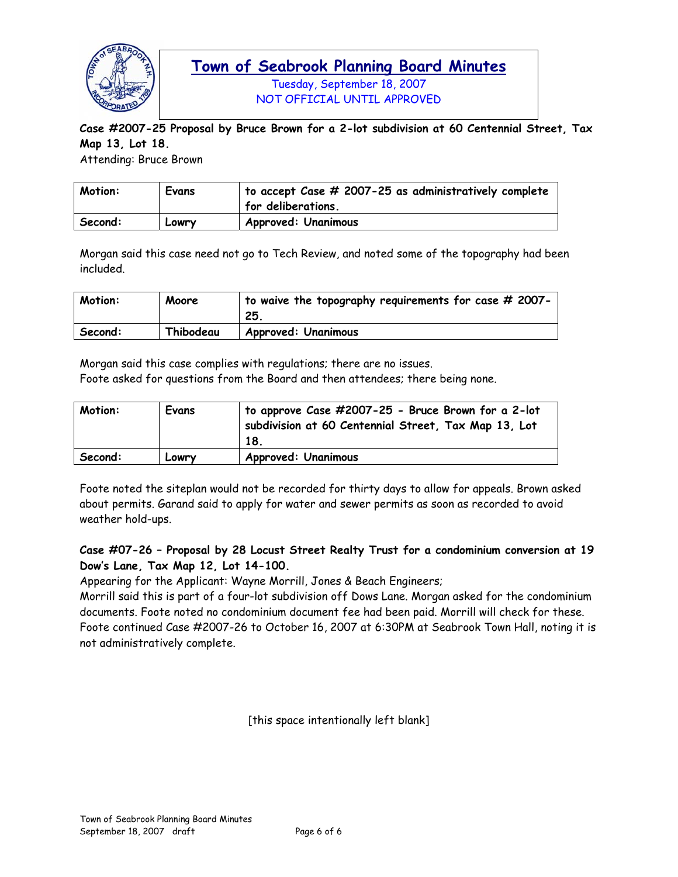# Town of Seabrook Planning Board Minutes

Tuesday, September 18, 2007
NOT OFFICIAL UNTIL APPROVED

**Case #2007-25 Proposal by Bruce Brown for a 2-lot subdivision at 60 Centennial Street, Tax Map 13, Lot 18.**

Attending: Bruce Brown

| **Motion:** | **Evans** | **to accept Case # 2007-25 as administratively complete for deliberations.** |
|---|---|---|
| **Second:** | **Lowry** | **Approved: Unanimous** |

Morgan said this case need not go to Tech Review, and noted some of the topography had been included.

| **Motion:** | **Moore** | **to waive the topography requirements for case # 2007-25.** |
|---|---|---|
| **Second:** | **Thibodeau** | **Approved: Unanimous** |

Morgan said this case complies with regulations; there are no issues.
Foote asked for questions from the Board and then attendees; there being none.

| **Motion:** | **Evans** | **to approve Case #2007-25 - Bruce Brown for a 2-lot subdivision at 60 Centennial Street, Tax Map 13, Lot 18.** |
|---|---|---|
| **Second:** | **Lowry** | **Approved: Unanimous** |

Foote noted the siteplan would not be recorded for thirty days to allow for appeals. Brown asked about permits. Garand said to apply for water and sewer permits as soon as recorded to avoid weather hold-ups.

**Case #07-26 – Proposal by 28 Locust Street Realty Trust for a condominium conversion at 19 Dow's Lane, Tax Map 12, Lot 14-100.**

Appearing for the Applicant: Wayne Morrill, Jones & Beach Engineers;
Morrill said this is part of a four-lot subdivision off Dows Lane. Morgan asked for the condominium documents. Foote noted no condominium document fee had been paid. Morrill will check for these. Foote continued Case #2007-26 to October 16, 2007 at 6:30PM at Seabrook Town Hall, noting it is not administratively complete.

[this space intentionally left blank]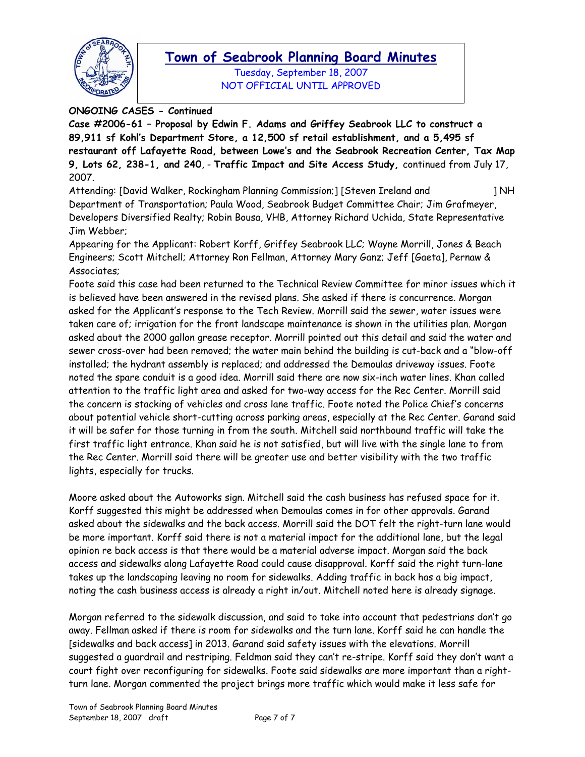**ONGOING CASES - Continued**

**Case #2006-61 – Proposal by Edwin F. Adams and Griffey Seabrook LLC to construct a 89,911 sf Kohl's Department Store, a 12,500 sf retail establishment, and a 5,495 sf restaurant off Lafayette Road, between Lowe's and the Seabrook Recreation Center, Tax Map 9, Lots 62, 238-1, and 240**, - **Traffic Impact and Site Access Study,** continued from July 17, 2007.

Attending: [David Walker, Rockingham Planning Commission;] [Steven Ireland and ] NH Department of Transportation; Paula Wood, Seabrook Budget Committee Chair; Jim Grafmeyer, Developers Diversified Realty; Robin Bousa, VHB, Attorney Richard Uchida, State Representative Jim Webber;

Appearing for the Applicant: Robert Korff, Griffey Seabrook LLC; Wayne Morrill, Jones & Beach Engineers; Scott Mitchell; Attorney Ron Fellman, Attorney Mary Ganz; Jeff [Gaeta], Pernaw & Associates;

Foote said this case had been returned to the Technical Review Committee for minor issues which it is believed have been answered in the revised plans. She asked if there is concurrence. Morgan asked for the Applicant's response to the Tech Review. Morrill said the sewer, water issues were taken care of; irrigation for the front landscape maintenance is shown in the utilities plan. Morgan asked about the 2000 gallon grease receptor. Morrill pointed out this detail and said the water and sewer cross-over had been removed; the water main behind the building is cut-back and a "blow-off installed; the hydrant assembly is replaced; and addressed the Demoulas driveway issues. Foote noted the spare conduit is a good idea. Morrill said there are now six-inch water lines. Khan called attention to the traffic light area and asked for two-way access for the Rec Center. Morrill said the concern is stacking of vehicles and cross lane traffic. Foote noted the Police Chief's concerns about potential vehicle short-cutting across parking areas, especially at the Rec Center. Garand said it will be safer for those turning in from the south. Mitchell said northbound traffic will take the first traffic light entrance. Khan said he is not satisfied, but will live with the single lane to from the Rec Center. Morrill said there will be greater use and better visibility with the two traffic lights, especially for trucks.

Moore asked about the Autoworks sign. Mitchell said the cash business has refused space for it. Korff suggested this might be addressed when Demoulas comes in for other approvals. Garand asked about the sidewalks and the back access. Morrill said the DOT felt the right-turn lane would be more important. Korff said there is not a material impact for the additional lane, but the legal opinion re back access is that there would be a material adverse impact. Morgan said the back access and sidewalks along Lafayette Road could cause disapproval. Korff said the right turn-lane takes up the landscaping leaving no room for sidewalks. Adding traffic in back has a big impact, noting the cash business access is already a right in/out. Mitchell noted here is already signage.

Morgan referred to the sidewalk discussion, and said to take into account that pedestrians don't go away. Fellman asked if there is room for sidewalks and the turn lane. Korff said he can handle the [sidewalks and back access] in 2013. Garand said safety issues with the elevations. Morrill suggested a guardrail and restriping. Feldman said they can't re-stripe. Korff said they don't want a court fight over reconfiguring for sidewalks. Foote said sidewalks are more important than a right-turn lane. Morgan commented the project brings more traffic which would make it less safe for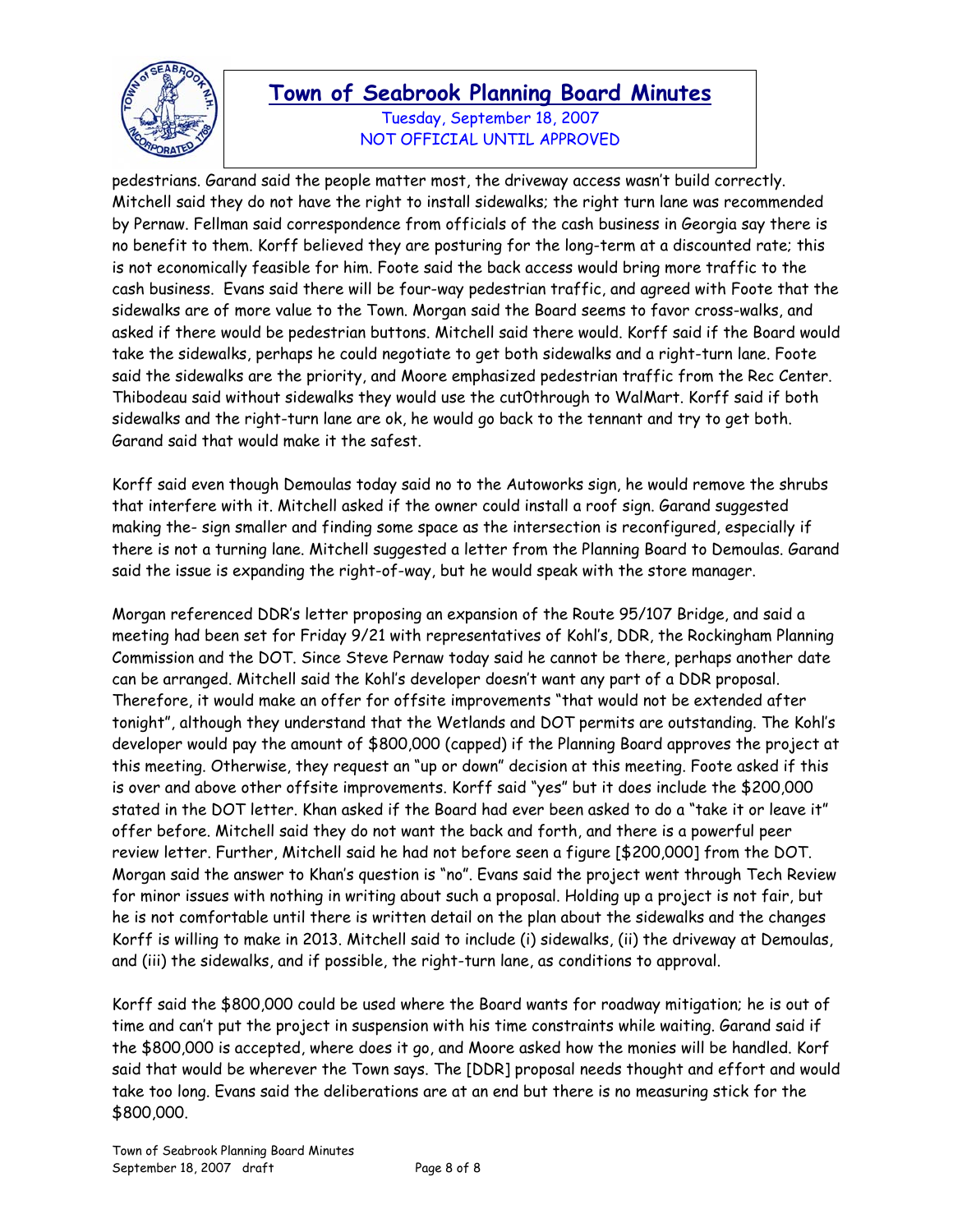pedestrians. Garand said the people matter most, the driveway access wasn't build correctly. Mitchell said they do not have the right to install sidewalks; the right turn lane was recommended by Pernaw. Fellman said correspondence from officials of the cash business in Georgia say there is no benefit to them. Korff believed they are posturing for the long-term at a discounted rate; this is not economically feasible for him. Foote said the back access would bring more traffic to the cash business. Evans said there will be four-way pedestrian traffic, and agreed with Foote that the sidewalks are of more value to the Town. Morgan said the Board seems to favor cross-walks, and asked if there would be pedestrian buttons. Mitchell said there would. Korff said if the Board would take the sidewalks, perhaps he could negotiate to get both sidewalks and a right-turn lane. Foote said the sidewalks are the priority, and Moore emphasized pedestrian traffic from the Rec Center. Thibodeau said without sidewalks they would use the cut0through to WalMart. Korff said if both sidewalks and the right-turn lane are ok, he would go back to the tennant and try to get both. Garand said that would make it the safest.

Korff said even though Demoulas today said no to the Autoworks sign, he would remove the shrubs that interfere with it. Mitchell asked if the owner could install a roof sign. Garand suggested making the- sign smaller and finding some space as the intersection is reconfigured, especially if there is not a turning lane. Mitchell suggested a letter from the Planning Board to Demoulas. Garand said the issue is expanding the right-of-way, but he would speak with the store manager.

Morgan referenced DDR's letter proposing an expansion of the Route 95/107 Bridge, and said a meeting had been set for Friday 9/21 with representatives of Kohl's, DDR, the Rockingham Planning Commission and the DOT. Since Steve Pernaw today said he cannot be there, perhaps another date can be arranged. Mitchell said the Kohl's developer doesn't want any part of a DDR proposal. Therefore, it would make an offer for offsite improvements "that would not be extended after tonight", although they understand that the Wetlands and DOT permits are outstanding. The Kohl's developer would pay the amount of $800,000 (capped) if the Planning Board approves the project at this meeting. Otherwise, they request an "up or down" decision at this meeting. Foote asked if this is over and above other offsite improvements. Korff said "yes" but it does include the $200,000 stated in the DOT letter. Khan asked if the Board had ever been asked to do a "take it or leave it" offer before. Mitchell said they do not want the back and forth, and there is a powerful peer review letter. Further, Mitchell said he had not before seen a figure [$200,000] from the DOT. Morgan said the answer to Khan's question is "no". Evans said the project went through Tech Review for minor issues with nothing in writing about such a proposal. Holding up a project is not fair, but he is not comfortable until there is written detail on the plan about the sidewalks and the changes Korff is willing to make in 2013. Mitchell said to include (i) sidewalks, (ii) the driveway at Demoulas, and (iii) the sidewalks, and if possible, the right-turn lane, as conditions to approval.

Korff said the $800,000 could be used where the Board wants for roadway mitigation; he is out of time and can't put the project in suspension with his time constraints while waiting. Garand said if the $800,000 is accepted, where does it go, and Moore asked how the monies will be handled. Korf said that would be wherever the Town says. The [DDR] proposal needs thought and effort and would take too long. Evans said the deliberations are at an end but there is no measuring stick for the $800,000.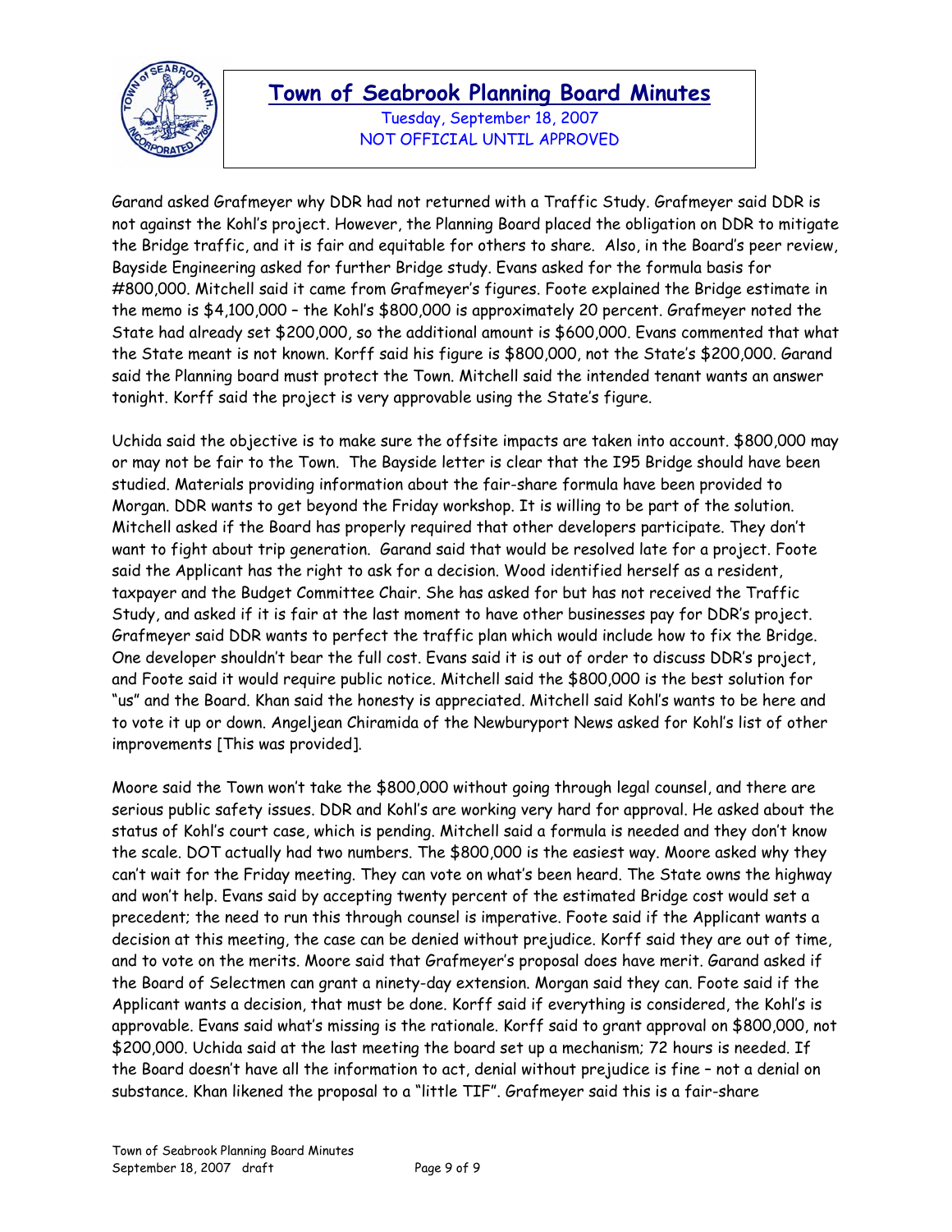Garand asked Grafmeyer why DDR had not returned with a Traffic Study. Grafmeyer said DDR is not against the Kohl's project. However, the Planning Board placed the obligation on DDR to mitigate the Bridge traffic, and it is fair and equitable for others to share. Also, in the Board's peer review, Bayside Engineering asked for further Bridge study. Evans asked for the formula basis for #800,000. Mitchell said it came from Grafmeyer's figures. Foote explained the Bridge estimate in the memo is $4,100,000 – the Kohl's $800,000 is approximately 20 percent. Grafmeyer noted the State had already set $200,000, so the additional amount is $600,000. Evans commented that what the State meant is not known. Korff said his figure is $800,000, not the State's $200,000. Garand said the Planning board must protect the Town. Mitchell said the intended tenant wants an answer tonight. Korff said the project is very approvable using the State's figure.

Uchida said the objective is to make sure the offsite impacts are taken into account. $800,000 may or may not be fair to the Town. The Bayside letter is clear that the I95 Bridge should have been studied. Materials providing information about the fair-share formula have been provided to Morgan. DDR wants to get beyond the Friday workshop. It is willing to be part of the solution. Mitchell asked if the Board has properly required that other developers participate. They don't want to fight about trip generation. Garand said that would be resolved late for a project. Foote said the Applicant has the right to ask for a decision. Wood identified herself as a resident, taxpayer and the Budget Committee Chair. She has asked for but has not received the Traffic Study, and asked if it is fair at the last moment to have other businesses pay for DDR's project. Grafmeyer said DDR wants to perfect the traffic plan which would include how to fix the Bridge. One developer shouldn't bear the full cost. Evans said it is out of order to discuss DDR's project, and Foote said it would require public notice. Mitchell said the $800,000 is the best solution for "us" and the Board. Khan said the honesty is appreciated. Mitchell said Kohl's wants to be here and to vote it up or down. Angeljean Chiramida of the Newburyport News asked for Kohl's list of other improvements [This was provided].

Moore said the Town won't take the $800,000 without going through legal counsel, and there are serious public safety issues. DDR and Kohl's are working very hard for approval. He asked about the status of Kohl's court case, which is pending. Mitchell said a formula is needed and they don't know the scale. DOT actually had two numbers. The $800,000 is the easiest way. Moore asked why they can't wait for the Friday meeting. They can vote on what's been heard. The State owns the highway and won't help. Evans said by accepting twenty percent of the estimated Bridge cost would set a precedent; the need to run this through counsel is imperative. Foote said if the Applicant wants a decision at this meeting, the case can be denied without prejudice. Korff said they are out of time, and to vote on the merits. Moore said that Grafmeyer's proposal does have merit. Garand asked if the Board of Selectmen can grant a ninety-day extension. Morgan said they can. Foote said if the Applicant wants a decision, that must be done. Korff said if everything is considered, the Kohl's is approvable. Evans said what's missing is the rationale. Korff said to grant approval on $800,000, not $200,000. Uchida said at the last meeting the board set up a mechanism; 72 hours is needed. If the Board doesn't have all the information to act, denial without prejudice is fine – not a denial on substance. Khan likened the proposal to a "little TIF". Grafmeyer said this is a fair-share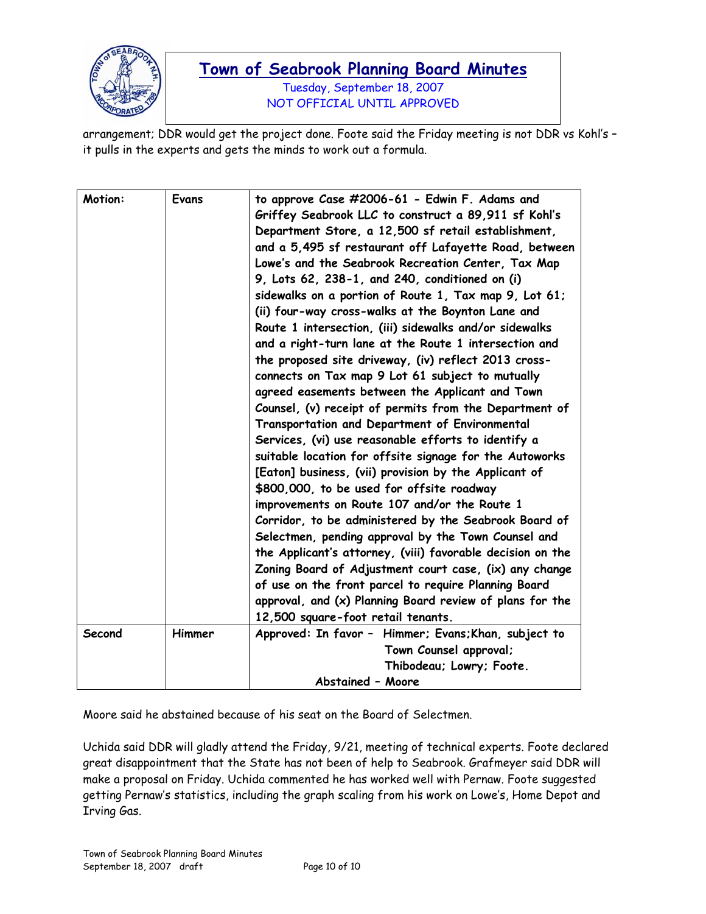arrangement; DDR would get the project done. Foote said the Friday meeting is not DDR vs Kohl's – it pulls in the experts and gets the minds to work out a formula.

| **Motion:** | **Evans** | **to approve Case #2006-61 - Edwin F. Adams and Griffey Seabrook LLC to construct a 89,911 sf Kohl's Department Store, a 12,500 sf retail establishment, and a 5,495 sf restaurant off Lafayette Road, between Lowe's and the Seabrook Recreation Center, Tax Map 9, Lots 62, 238-1, and 240, conditioned on (i) sidewalks on a portion of Route 1, Tax map 9, Lot 61; (ii) four-way cross-walks at the Boynton Lane and Route 1 intersection, (iii) sidewalks and/or sidewalks and a right-turn lane at the Route 1 intersection and the proposed site driveway, (iv) reflect 2013 cross-connects on Tax map 9 Lot 61 subject to mutually agreed easements between the Applicant and Town Counsel, (v) receipt of permits from the Department of Transportation and Department of Environmental Services, (vi) use reasonable efforts to identify a suitable location for offsite signage for the Autoworks [Eaton] business, (vii) provision by the Applicant of $800,000, to be used for offsite roadway improvements on Route 107 and/or the Route 1 Corridor, to be administered by the Seabrook Board of Selectmen, pending approval by the Town Counsel and the Applicant's attorney, (viii) favorable decision on the Zoning Board of Adjustment court case, (ix) any change of use on the front parcel to require Planning Board approval, and (x) Planning Board review of plans for the 12,500 square-foot retail tenants.** |
|---|---|---|
| **Second** | **Himmer** | **Approved: In favor – Himmer; Evans;Khan, subject to Town Counsel approval; Thibodeau; Lowry; Foote. Abstained – Moore** |

Moore said he abstained because of his seat on the Board of Selectmen.

Uchida said DDR will gladly attend the Friday, 9/21, meeting of technical experts. Foote declared great disappointment that the State has not been of help to Seabrook. Grafmeyer said DDR will make a proposal on Friday. Uchida commented he has worked well with Pernaw. Foote suggested getting Pernaw's statistics, including the graph scaling from his work on Lowe's, Home Depot and Irving Gas.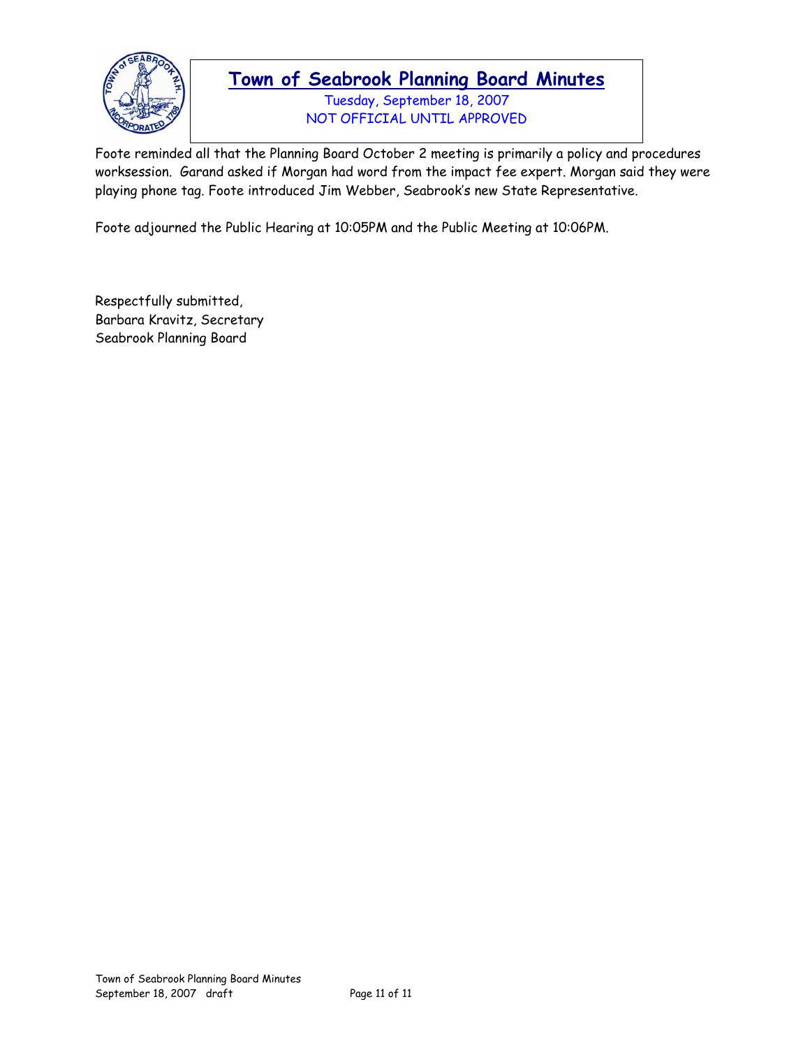Foote reminded all that the Planning Board October 2 meeting is primarily a policy and procedures worksession. Garand asked if Morgan had word from the impact fee expert. Morgan said they were playing phone tag. Foote introduced Jim Webber, Seabrook's new State Representative.

Foote adjourned the Public Hearing at 10:05PM and the Public Meeting at 10:06PM.

Respectfully submitted,
Barbara Kravitz, Secretary
Seabrook Planning Board